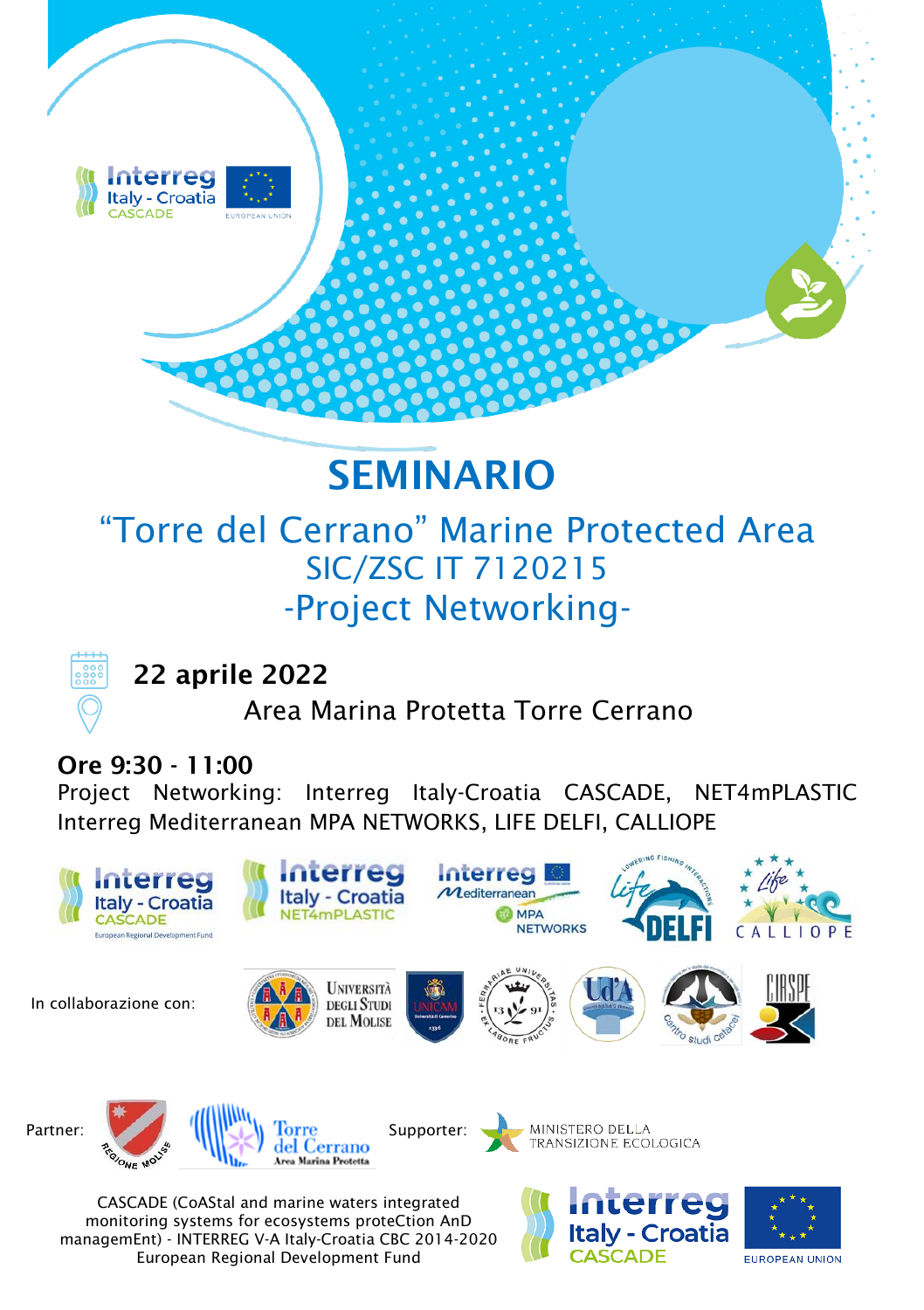# SEMINARIO

## "Torre del Cerrano" Marine Protected Area
## SIC/ZSC IT 7120215
## -Project Networking-

**22 aprile 2022**

Area Marina Protetta Torre Cerrano

**Ore 9:30 - 11:00**

Project Networking: Interreg Italy-Croatia CASCADE, NET4mPLASTIC Interreg Mediterranean MPA NETWORKS, LIFE DELFI, CALLIOPE

In collaborazione con:

Partner:

Supporter:

CASCADE (CoAStal and marine waters integrated monitoring systems for ecosystems proteCtion AnD managemEnt) - INTERREG V-A Italy-Croatia CBC 2014-2020 European Regional Development Fund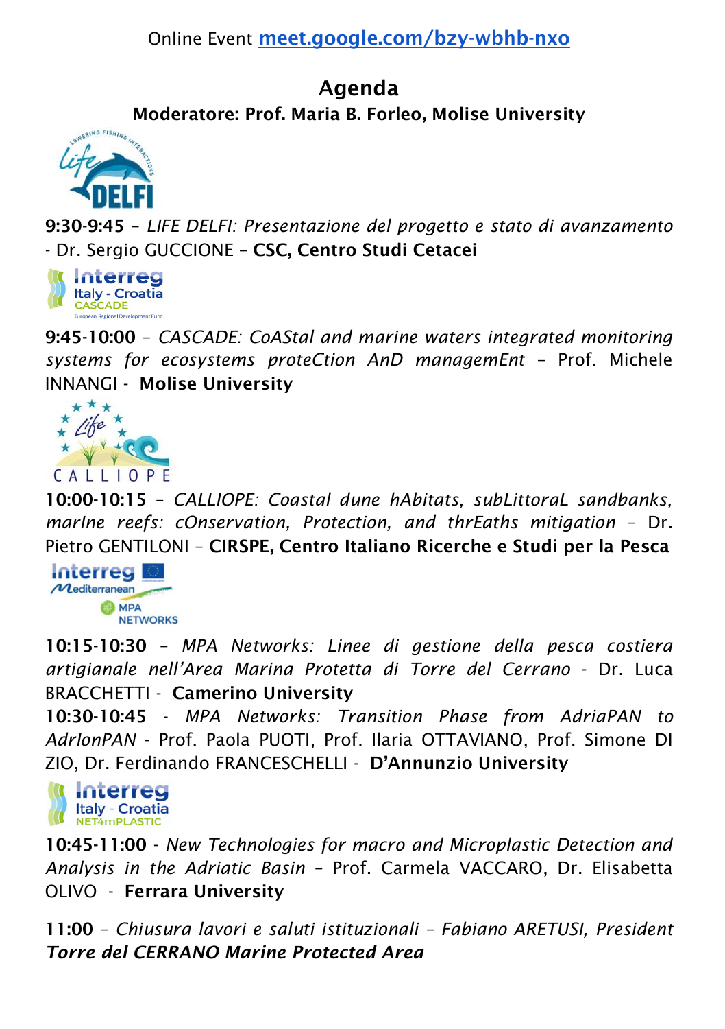Online Event [meet.google.com/bzy-wbhb-nxo](https://meet.google.com/bzy-wbhb-nxo)

# Agenda

**Moderatore: Prof. Maria B. Forleo, Molise University**

**9:30-9:45** – *LIFE DELFI: Presentazione del progetto e stato di avanzamento* - Dr. Sergio GUCCIONE – **CSC, Centro Studi Cetacei**

**9:45-10:00** – *CASCADE: CoAStal and marine waters integrated monitoring systems for ecosystems proteCtion AnD managemEnt* – Prof. Michele INNANGI - **Molise University**

**10:00-10:15** – *CALLIOPE: Coastal dune hAbitats, subLittoraL sandbanks, marIne reefs: cOnservation, Protection, and thrEaths mitigation* – Dr. Pietro GENTILONI – **CIRSPE, Centro Italiano Ricerche e Studi per la Pesca**

**10:15-10:30** – *MPA Networks: Linee di gestione della pesca costiera artigianale nell'Area Marina Protetta di Torre del Cerrano* - Dr. Luca BRACCHETTI - **Camerino University**

**10:30-10:45** - *MPA Networks: Transition Phase from AdriaPAN to AdrIonPAN* - Prof. Paola PUOTI, Prof. Ilaria OTTAVIANO, Prof. Simone DI ZIO, Dr. Ferdinando FRANCESCHELLI - **D'Annunzio University**

**10:45-11:00** - *New Technologies for macro and Microplastic Detection and Analysis in the Adriatic Basin* – Prof. Carmela VACCARO, Dr. Elisabetta OLIVO - **Ferrara University**

**11:00** – *Chiusura lavori e saluti istituzionali – Fabiano ARETUSI, President* ***Torre del CERRANO Marine Protected Area***